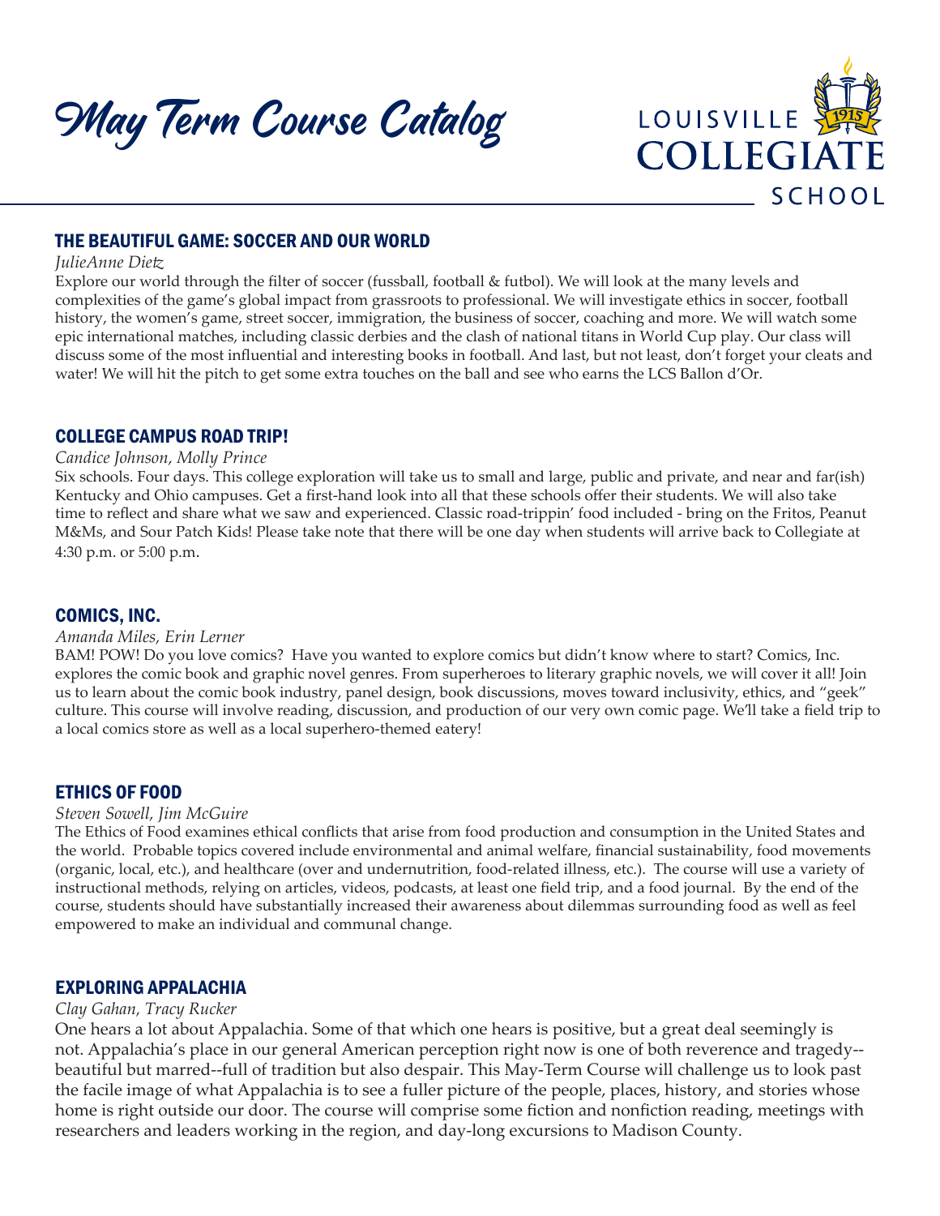# May Term Course Catalog

LOUISVILLE COLLEGIATE SCHOOL

## THE BEAUTIFUL GAME: SOCCER AND OUR WORLD

*JulieAnne Dietz*

Explore our world through the filter of soccer (fussball, football & futbol). We will look at the many levels and complexities of the game's global impact from grassroots to professional. We will investigate ethics in soccer, football history, the women's game, street soccer, immigration, the business of soccer, coaching and more. We will watch some epic international matches, including classic derbies and the clash of national titans in World Cup play. Our class will discuss some of the most influential and interesting books in football. And last, but not least, don't forget your cleats and water! We will hit the pitch to get some extra touches on the ball and see who earns the LCS Ballon d'Or.

## COLLEGE CAMPUS ROAD TRIP!

*Candice Johnson, Molly Prince*

Six schools. Four days. This college exploration will take us to small and large, public and private, and near and far(ish) Kentucky and Ohio campuses. Get a first-hand look into all that these schools offer their students. We will also take time to reflect and share what we saw and experienced. Classic road-trippin' food included - bring on the Fritos, Peanut M&Ms, and Sour Patch Kids! Please take note that there will be one day when students will arrive back to Collegiate at 4:30 p.m. or 5:00 p.m.

## COMICS, INC.

*Amanda Miles, Erin Lerner*

BAM! POW! Do you love comics? Have you wanted to explore comics but didn't know where to start? Comics, Inc. explores the comic book and graphic novel genres. From superheroes to literary graphic novels, we will cover it all! Join us to learn about the comic book industry, panel design, book discussions, moves toward inclusivity, ethics, and "geek" culture. This course will involve reading, discussion, and production of our very own comic page. We'll take a field trip to a local comics store as well as a local superhero-themed eatery!

## ETHICS OF FOOD

*Steven Sowell, Jim McGuire*

The Ethics of Food examines ethical conflicts that arise from food production and consumption in the United States and the world. Probable topics covered include environmental and animal welfare, financial sustainability, food movements (organic, local, etc.), and healthcare (over and undernutrition, food-related illness, etc.). The course will use a variety of instructional methods, relying on articles, videos, podcasts, at least one field trip, and a food journal. By the end of the course, students should have substantially increased their awareness about dilemmas surrounding food as well as feel empowered to make an individual and communal change.

## EXPLORING APPALACHIA

*Clay Gahan, Tracy Rucker*

One hears a lot about Appalachia. Some of that which one hears is positive, but a great deal seemingly is not. Appalachia's place in our general American perception right now is one of both reverence and tragedy--beautiful but marred--full of tradition but also despair. This May-Term Course will challenge us to look past the facile image of what Appalachia is to see a fuller picture of the people, places, history, and stories whose home is right outside our door. The course will comprise some fiction and nonfiction reading, meetings with researchers and leaders working in the region, and day-long excursions to Madison County.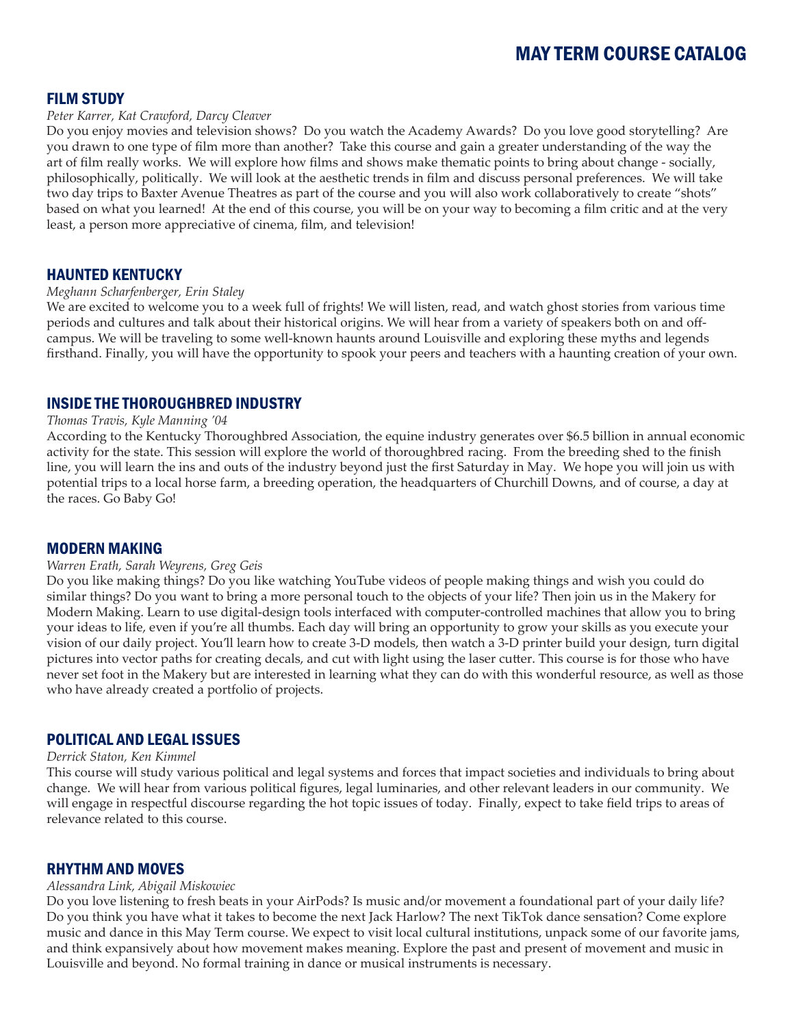# MAY TERM COURSE CATALOG

## FILM STUDY

*Peter Karrer, Kat Crawford, Darcy Cleaver*

Do you enjoy movies and television shows? Do you watch the Academy Awards? Do you love good storytelling? Are you drawn to one type of film more than another? Take this course and gain a greater understanding of the way the art of film really works. We will explore how films and shows make thematic points to bring about change - socially, philosophically, politically. We will look at the aesthetic trends in film and discuss personal preferences. We will take two day trips to Baxter Avenue Theatres as part of the course and you will also work collaboratively to create "shots" based on what you learned! At the end of this course, you will be on your way to becoming a film critic and at the very least, a person more appreciative of cinema, film, and television!

## HAUNTED KENTUCKY

*Meghann Scharfenberger, Erin Staley*

We are excited to welcome you to a week full of frights! We will listen, read, and watch ghost stories from various time periods and cultures and talk about their historical origins. We will hear from a variety of speakers both on and off-campus. We will be traveling to some well-known haunts around Louisville and exploring these myths and legends firsthand. Finally, you will have the opportunity to spook your peers and teachers with a haunting creation of your own.

## INSIDE THE THOROUGHBRED INDUSTRY

*Thomas Travis, Kyle Manning '04*

According to the Kentucky Thoroughbred Association, the equine industry generates over $6.5 billion in annual economic activity for the state. This session will explore the world of thoroughbred racing. From the breeding shed to the finish line, you will learn the ins and outs of the industry beyond just the first Saturday in May. We hope you will join us with potential trips to a local horse farm, a breeding operation, the headquarters of Churchill Downs, and of course, a day at the races. Go Baby Go!

## MODERN MAKING

*Warren Erath, Sarah Weyrens, Greg Geis*

Do you like making things? Do you like watching YouTube videos of people making things and wish you could do similar things? Do you want to bring a more personal touch to the objects of your life? Then join us in the Makery for Modern Making. Learn to use digital-design tools interfaced with computer-controlled machines that allow you to bring your ideas to life, even if you're all thumbs. Each day will bring an opportunity to grow your skills as you execute your vision of our daily project. You'll learn how to create 3-D models, then watch a 3-D printer build your design, turn digital pictures into vector paths for creating decals, and cut with light using the laser cutter. This course is for those who have never set foot in the Makery but are interested in learning what they can do with this wonderful resource, as well as those who have already created a portfolio of projects.

## POLITICAL AND LEGAL ISSUES

*Derrick Staton, Ken Kimmel*

This course will study various political and legal systems and forces that impact societies and individuals to bring about change. We will hear from various political figures, legal luminaries, and other relevant leaders in our community. We will engage in respectful discourse regarding the hot topic issues of today. Finally, expect to take field trips to areas of relevance related to this course.

## RHYTHM AND MOVES

*Alessandra Link, Abigail Miskowiec*

Do you love listening to fresh beats in your AirPods? Is music and/or movement a foundational part of your daily life? Do you think you have what it takes to become the next Jack Harlow? The next TikTok dance sensation? Come explore music and dance in this May Term course. We expect to visit local cultural institutions, unpack some of our favorite jams, and think expansively about how movement makes meaning. Explore the past and present of movement and music in Louisville and beyond. No formal training in dance or musical instruments is necessary.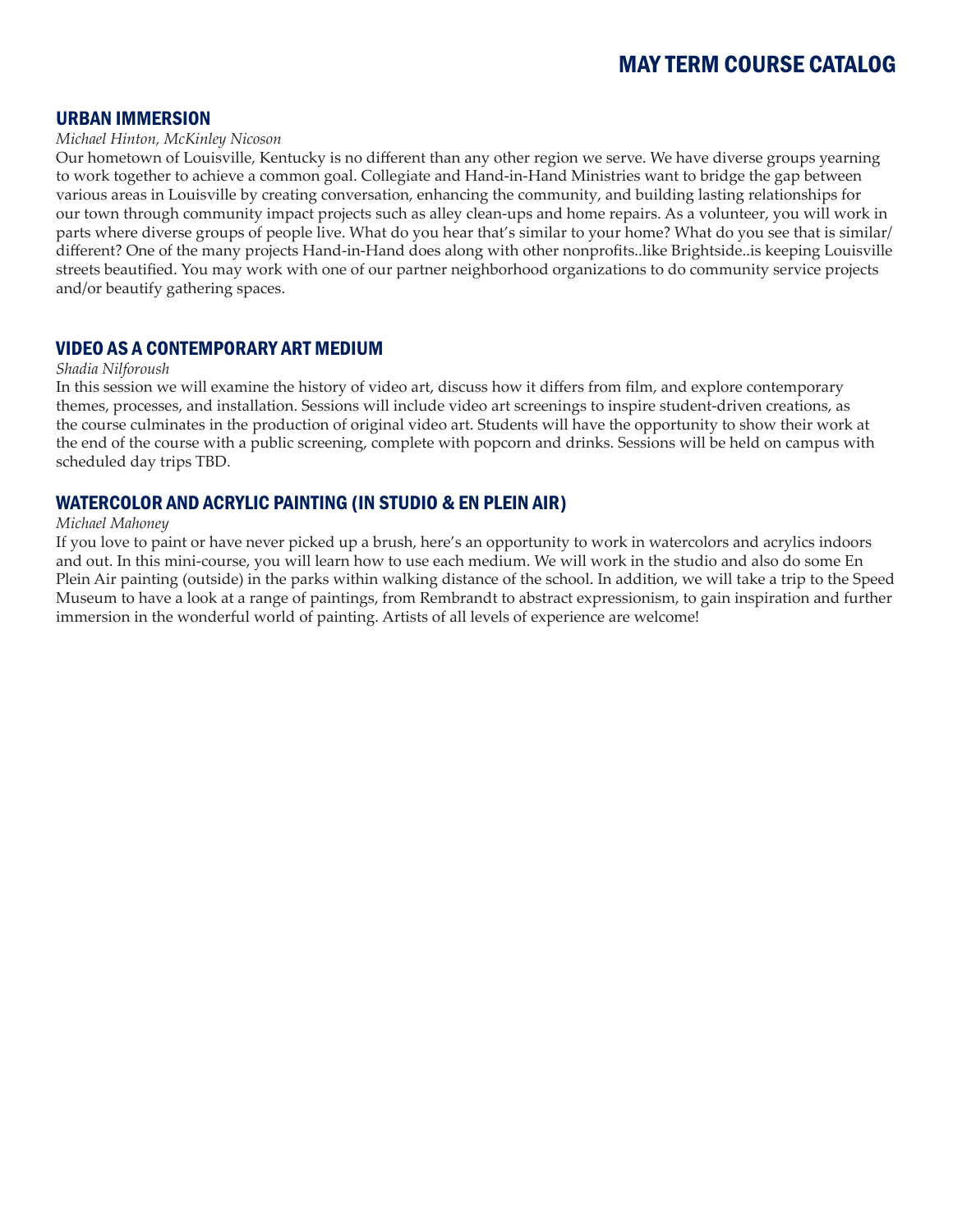# MAY TERM COURSE CATALOG

## URBAN IMMERSION

*Michael Hinton, McKinley Nicoson*

Our hometown of Louisville, Kentucky is no different than any other region we serve. We have diverse groups yearning to work together to achieve a common goal. Collegiate and Hand-in-Hand Ministries want to bridge the gap between various areas in Louisville by creating conversation, enhancing the community, and building lasting relationships for our town through community impact projects such as alley clean-ups and home repairs. As a volunteer, you will work in parts where diverse groups of people live. What do you hear that's similar to your home? What do you see that is similar/different? One of the many projects Hand-in-Hand does along with other nonprofits..like Brightside..is keeping Louisville streets beautified. You may work with one of our partner neighborhood organizations to do community service projects and/or beautify gathering spaces.

## VIDEO AS A CONTEMPORARY ART MEDIUM

*Shadia Nilforoush*

In this session we will examine the history of video art, discuss how it differs from film, and explore contemporary themes, processes, and installation. Sessions will include video art screenings to inspire student-driven creations, as the course culminates in the production of original video art. Students will have the opportunity to show their work at the end of the course with a public screening, complete with popcorn and drinks. Sessions will be held on campus with scheduled day trips TBD.

## WATERCOLOR AND ACRYLIC PAINTING (IN STUDIO & EN PLEIN AIR)

*Michael Mahoney*

If you love to paint or have never picked up a brush, here's an opportunity to work in watercolors and acrylics indoors and out. In this mini-course, you will learn how to use each medium. We will work in the studio and also do some En Plein Air painting (outside) in the parks within walking distance of the school. In addition, we will take a trip to the Speed Museum to have a look at a range of paintings, from Rembrandt to abstract expressionism, to gain inspiration and further immersion in the wonderful world of painting. Artists of all levels of experience are welcome!